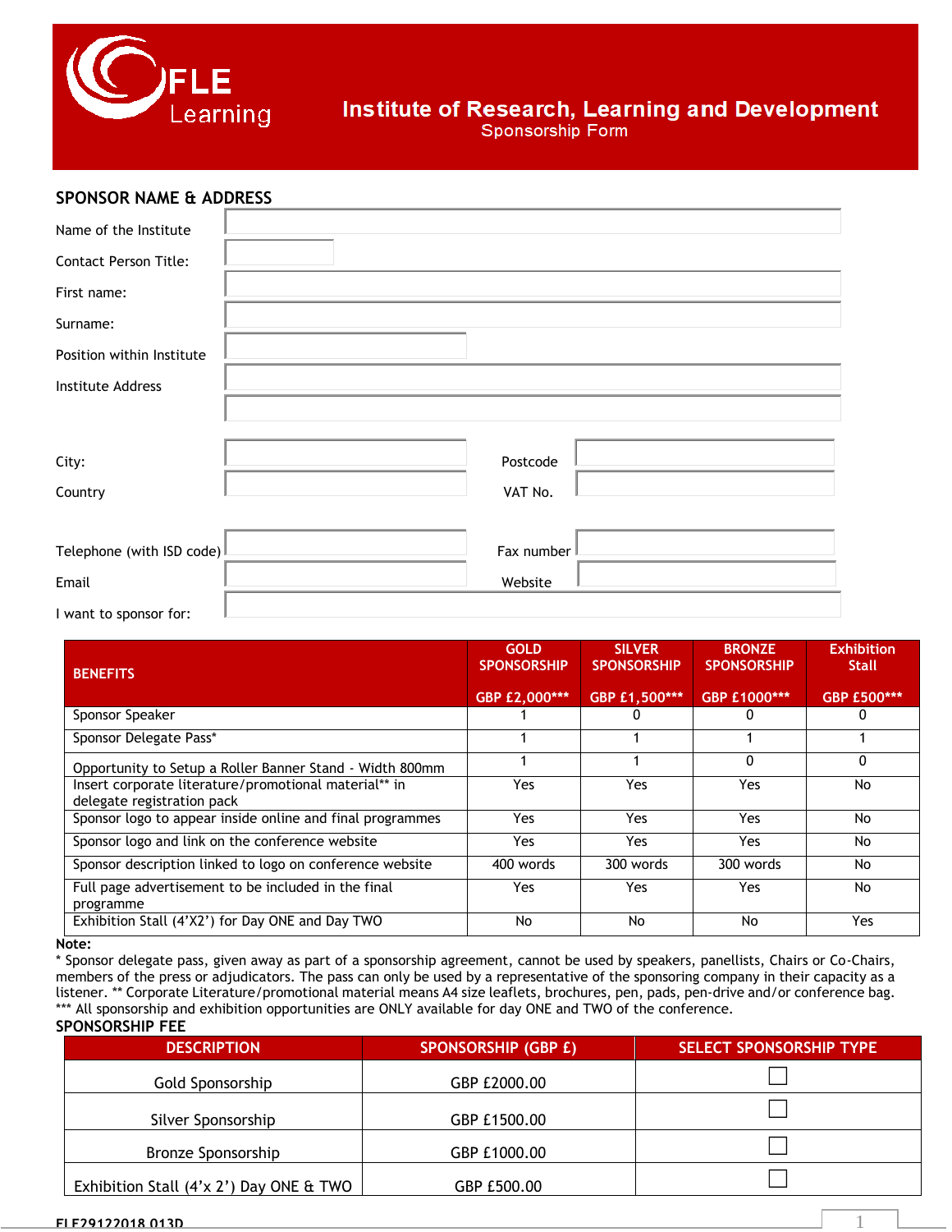# FLE Learning

## Institute of Research, Learning and Development

Sponsorship Form

### SPONSOR NAME & ADDRESS

Name of the Institute

Contact Person Title:

First name:

Surname:

Position within Institute

Institute Address

City: Postcode

Country VAT No.

Telephone (with ISD code) Fax number

Email Website

I want to sponsor for:

| BENEFITS | GOLD SPONSORSHIP GBP £2,000*** | SILVER SPONSORSHIP GBP £1,500*** | BRONZE SPONSORSHIP GBP £1000*** | Exhibition Stall GBP £500*** |
|---|---|---|---|---|
| Sponsor Speaker | 1 | 0 | 0 | 0 |
| Sponsor Delegate Pass* | 1 | 1 | 1 | 1 |
| Opportunity to Setup a Roller Banner Stand - Width 800mm | 1 | 1 | 0 | 0 |
| Insert corporate literature/promotional material** in delegate registration pack | Yes | Yes | Yes | No |
| Sponsor logo to appear inside online and final programmes | Yes | Yes | Yes | No |
| Sponsor logo and link on the conference website | Yes | Yes | Yes | No |
| Sponsor description linked to logo on conference website | 400 words | 300 words | 300 words | No |
| Full page advertisement to be included in the final programme | Yes | Yes | Yes | No |
| Exhibition Stall (4'X2') for Day ONE and Day TWO | No | No | No | Yes |

**Note:**

* Sponsor delegate pass, given away as part of a sponsorship agreement, cannot be used by speakers, panellists, Chairs or Co-Chairs, members of the press or adjudicators. The pass can only be used by a representative of the sponsoring company in their capacity as a listener. ** Corporate Literature/promotional material means A4 size leaflets, brochures, pen, pads, pen-drive and/or conference bag.

*** All sponsorship and exhibition opportunities are ONLY available for day ONE and TWO of the conference.

### SPONSORSHIP FEE

| DESCRIPTION | SPONSORSHIP (GBP £) | SELECT SPONSORSHIP TYPE |
|---|---|---|
| Gold Sponsorship | GBP £2000.00 | ☐ |
| Silver Sponsorship | GBP £1500.00 | ☐ |
| Bronze Sponsorship | GBP £1000.00 | ☐ |
| Exhibition Stall (4'x 2') Day ONE & TWO | GBP £500.00 | ☐ |

FLE29122018 013D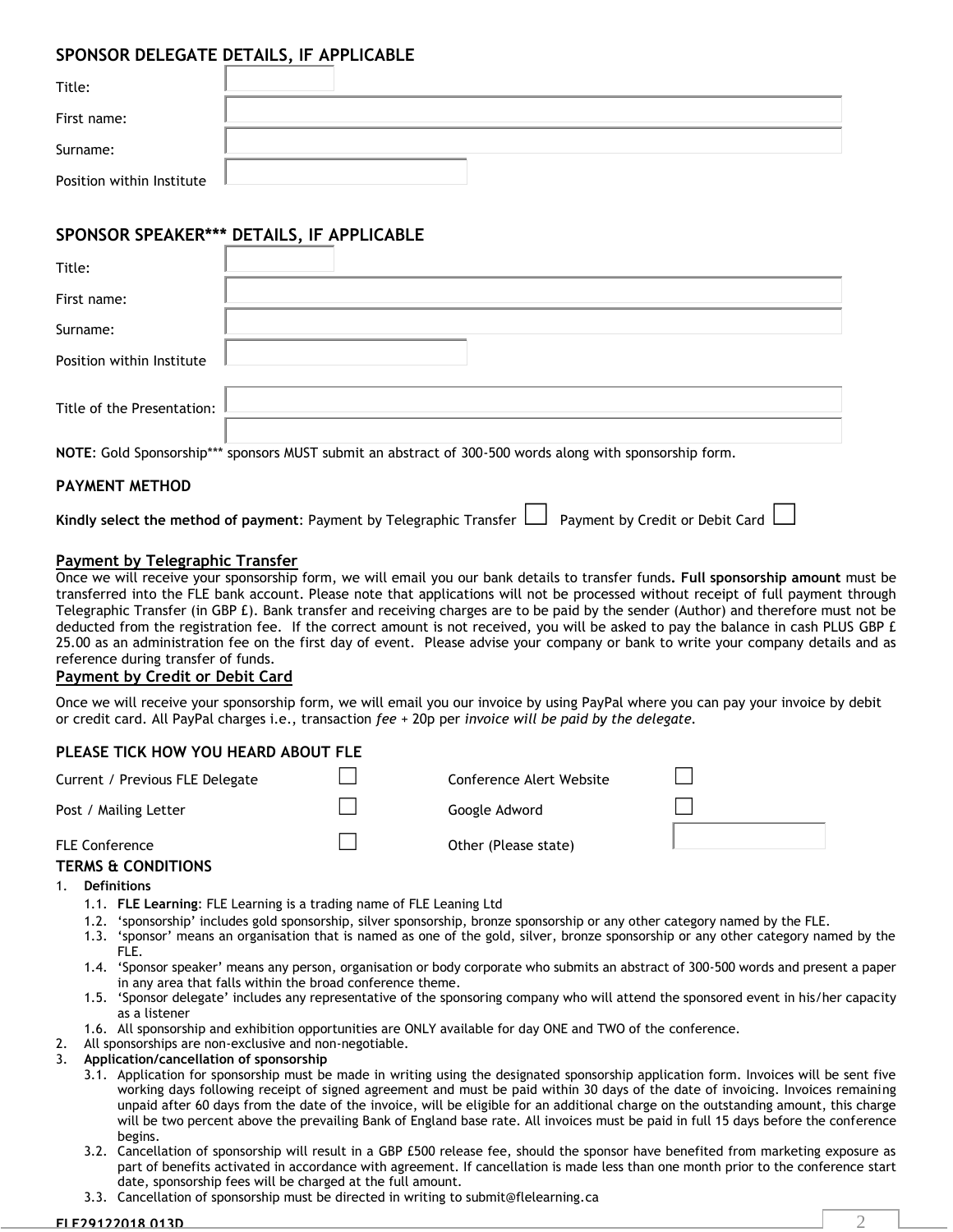## SPONSOR DELEGATE DETAILS, IF APPLICABLE

| | |
|---|---|
| Title: | |
| First name: | |
| Surname: | |
| Position within Institute | |

## SPONSOR SPEAKER*** DETAILS, IF APPLICABLE

| | |
|---|---|
| Title: | |
| First name: | |
| Surname: | |
| Position within Institute | |
| Title of the Presentation: | |
| | |

**NOTE**: Gold Sponsorship*** sponsors MUST submit an abstract of 300-500 words along with sponsorship form.

### PAYMENT METHOD

**Kindly select the method of payment**: Payment by Telegraphic Transfer ☐ Payment by Credit or Debit Card ☐

**Payment by Telegraphic Transfer**

Once we will receive your sponsorship form, we will email you our bank details to transfer funds**. Full sponsorship amount** must be transferred into the FLE bank account. Please note that applications will not be processed without receipt of full payment through Telegraphic Transfer (in GBP £). Bank transfer and receiving charges are to be paid by the sender (Author) and therefore must not be deducted from the registration fee. If the correct amount is not received, you will be asked to pay the balance in cash PLUS GBP £ 25.00 as an administration fee on the first day of event. Please advise your company or bank to write your company details and as reference during transfer of funds.

**Payment by Credit or Debit Card**

Once we will receive your sponsorship form, we will email you our invoice by using PayPal where you can pay your invoice by debit or credit card. All PayPal charges i.e., transaction *fee* + 20p per *invoice will be paid by the delegate.*

### PLEASE TICK HOW YOU HEARD ABOUT FLE

| | | | |
|---|---|---|---|
| Current / Previous FLE Delegate | ☐ | Conference Alert Website | ☐ |
| Post / Mailing Letter | ☐ | Google Adword | ☐ |
| FLE Conference | ☐ | Other (Please state) | |

### TERMS & CONDITIONS

1. **Definitions**
    1.1. **FLE Learning**: FLE Learning is a trading name of FLE Leaning Ltd
    1.2. 'sponsorship' includes gold sponsorship, silver sponsorship, bronze sponsorship or any other category named by the FLE.
    1.3. 'sponsor' means an organisation that is named as one of the gold, silver, bronze sponsorship or any other category named by the FLE.
    1.4. 'Sponsor speaker' means any person, organisation or body corporate who submits an abstract of 300-500 words and present a paper in any area that falls within the broad conference theme.
    1.5. 'Sponsor delegate' includes any representative of the sponsoring company who will attend the sponsored event in his/her capacity as a listener
    1.6. All sponsorship and exhibition opportunities are ONLY available for day ONE and TWO of the conference.
2. All sponsorships are non-exclusive and non-negotiable.
3. **Application/cancellation of sponsorship**
    3.1. Application for sponsorship must be made in writing using the designated sponsorship application form. Invoices will be sent five working days following receipt of signed agreement and must be paid within 30 days of the date of invoicing. Invoices remaining unpaid after 60 days from the date of the invoice, will be eligible for an additional charge on the outstanding amount, this charge will be two percent above the prevailing Bank of England base rate. All invoices must be paid in full 15 days before the conference begins.
    3.2. Cancellation of sponsorship will result in a GBP £500 release fee, should the sponsor have benefited from marketing exposure as part of benefits activated in accordance with agreement. If cancellation is made less than one month prior to the conference start date, sponsorship fees will be charged at the full amount.
    3.3. Cancellation of sponsorship must be directed in writing to submit@flelearning.ca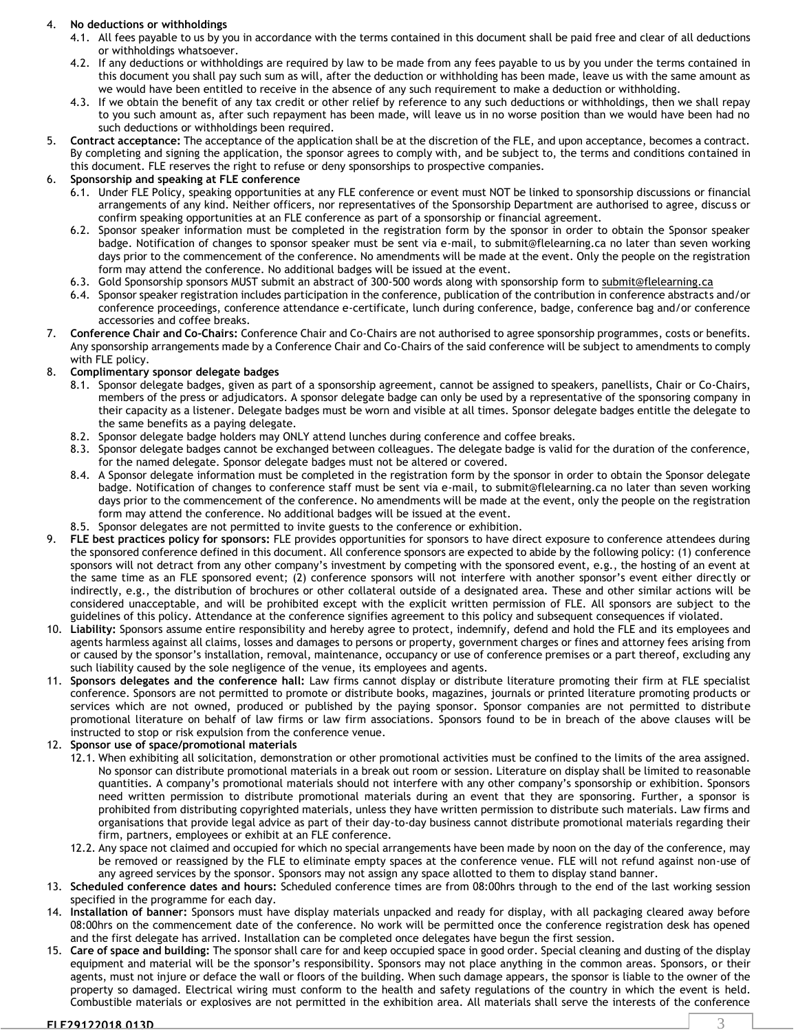4. **No deductions or withholdings**
   4.1. All fees payable to us by you in accordance with the terms contained in this document shall be paid free and clear of all deductions or withholdings whatsoever.
   4.2. If any deductions or withholdings are required by law to be made from any fees payable to us by you under the terms contained in this document you shall pay such sum as will, after the deduction or withholding has been made, leave us with the same amount as we would have been entitled to receive in the absence of any such requirement to make a deduction or withholding.
   4.3. If we obtain the benefit of any tax credit or other relief by reference to any such deductions or withholdings, then we shall repay to you such amount as, after such repayment has been made, will leave us in no worse position than we would have been had no such deductions or withholdings been required.
5. **Contract acceptance:** The acceptance of the application shall be at the discretion of the FLE, and upon acceptance, becomes a contract. By completing and signing the application, the sponsor agrees to comply with, and be subject to, the terms and conditions contained in this document. FLE reserves the right to refuse or deny sponsorships to prospective companies.
6. **Sponsorship and speaking at FLE conference**
   6.1. Under FLE Policy, speaking opportunities at any FLE conference or event must NOT be linked to sponsorship discussions or financial arrangements of any kind. Neither officers, nor representatives of the Sponsorship Department are authorised to agree, discuss or confirm speaking opportunities at an FLE conference as part of a sponsorship or financial agreement.
   6.2. Sponsor speaker information must be completed in the registration form by the sponsor in order to obtain the Sponsor speaker badge. Notification of changes to sponsor speaker must be sent via e-mail, to submit@flelearning.ca no later than seven working days prior to the commencement of the conference. No amendments will be made at the event. Only the people on the registration form may attend the conference. No additional badges will be issued at the event.
   6.3. Gold Sponsorship sponsors MUST submit an abstract of 300-500 words along with sponsorship form to submit@flelearning.ca
   6.4. Sponsor speaker registration includes participation in the conference, publication of the contribution in conference abstracts and/or conference proceedings, conference attendance e-certificate, lunch during conference, badge, conference bag and/or conference accessories and coffee breaks.
7. **Conference Chair and Co-Chairs:** Conference Chair and Co-Chairs are not authorised to agree sponsorship programmes, costs or benefits. Any sponsorship arrangements made by a Conference Chair and Co-Chairs of the said conference will be subject to amendments to comply with FLE policy.
8. **Complimentary sponsor delegate badges**
   8.1. Sponsor delegate badges, given as part of a sponsorship agreement, cannot be assigned to speakers, panellists, Chair or Co-Chairs, members of the press or adjudicators. A sponsor delegate badge can only be used by a representative of the sponsoring company in their capacity as a listener. Delegate badges must be worn and visible at all times. Sponsor delegate badges entitle the delegate to the same benefits as a paying delegate.
   8.2. Sponsor delegate badge holders may ONLY attend lunches during conference and coffee breaks.
   8.3. Sponsor delegate badges cannot be exchanged between colleagues. The delegate badge is valid for the duration of the conference, for the named delegate. Sponsor delegate badges must not be altered or covered.
   8.4. A Sponsor delegate information must be completed in the registration form by the sponsor in order to obtain the Sponsor delegate badge. Notification of changes to conference staff must be sent via e-mail, to submit@flelearning.ca no later than seven working days prior to the commencement of the conference. No amendments will be made at the event, only the people on the registration form may attend the conference. No additional badges will be issued at the event.
   8.5. Sponsor delegates are not permitted to invite guests to the conference or exhibition.
9. **FLE best practices policy for sponsors:** FLE provides opportunities for sponsors to have direct exposure to conference attendees during the sponsored conference defined in this document. All conference sponsors are expected to abide by the following policy: (1) conference sponsors will not detract from any other company's investment by competing with the sponsored event, e.g., the hosting of an event at the same time as an FLE sponsored event; (2) conference sponsors will not interfere with another sponsor's event either directly or indirectly, e.g., the distribution of brochures or other collateral outside of a designated area. These and other similar actions will be considered unacceptable, and will be prohibited except with the explicit written permission of FLE. All sponsors are subject to the guidelines of this policy. Attendance at the conference signifies agreement to this policy and subsequent consequences if violated.
10. **Liability:** Sponsors assume entire responsibility and hereby agree to protect, indemnify, defend and hold the FLE and its employees and agents harmless against all claims, losses and damages to persons or property, government charges or fines and attorney fees arising from or caused by the sponsor's installation, removal, maintenance, occupancy or use of conference premises or a part thereof, excluding any such liability caused by the sole negligence of the venue, its employees and agents.
11. **Sponsors delegates and the conference hall:** Law firms cannot display or distribute literature promoting their firm at FLE specialist conference. Sponsors are not permitted to promote or distribute books, magazines, journals or printed literature promoting products or services which are not owned, produced or published by the paying sponsor. Sponsor companies are not permitted to distribute promotional literature on behalf of law firms or law firm associations. Sponsors found to be in breach of the above clauses will be instructed to stop or risk expulsion from the conference venue.
12. **Sponsor use of space/promotional materials**
    12.1. When exhibiting all solicitation, demonstration or other promotional activities must be confined to the limits of the area assigned. No sponsor can distribute promotional materials in a break out room or session. Literature on display shall be limited to reasonable quantities. A company's promotional materials should not interfere with any other company's sponsorship or exhibition. Sponsors need written permission to distribute promotional materials during an event that they are sponsoring. Further, a sponsor is prohibited from distributing copyrighted materials, unless they have written permission to distribute such materials. Law firms and organisations that provide legal advice as part of their day-to-day business cannot distribute promotional materials regarding their firm, partners, employees or exhibit at an FLE conference.
    12.2. Any space not claimed and occupied for which no special arrangements have been made by noon on the day of the conference, may be removed or reassigned by the FLE to eliminate empty spaces at the conference venue. FLE will not refund against non-use of any agreed services by the sponsor. Sponsors may not assign any space allotted to them to display stand banner.
13. **Scheduled conference dates and hours:** Scheduled conference times are from 08:00hrs through to the end of the last working session specified in the programme for each day.
14. **Installation of banner:** Sponsors must have display materials unpacked and ready for display, with all packaging cleared away before 08:00hrs on the commencement date of the conference. No work will be permitted once the conference registration desk has opened and the first delegate has arrived. Installation can be completed once delegates have begun the first session.
15. **Care of space and building:** The sponsor shall care for and keep occupied space in good order. Special cleaning and dusting of the display equipment and material will be the sponsor's responsibility. Sponsors may not place anything in the common areas. Sponsors, or their agents, must not injure or deface the wall or floors of the building. When such damage appears, the sponsor is liable to the owner of the property so damaged. Electrical wiring must conform to the health and safety regulations of the country in which the event is held. Combustible materials or explosives are not permitted in the exhibition area. All materials shall serve the interests of the conference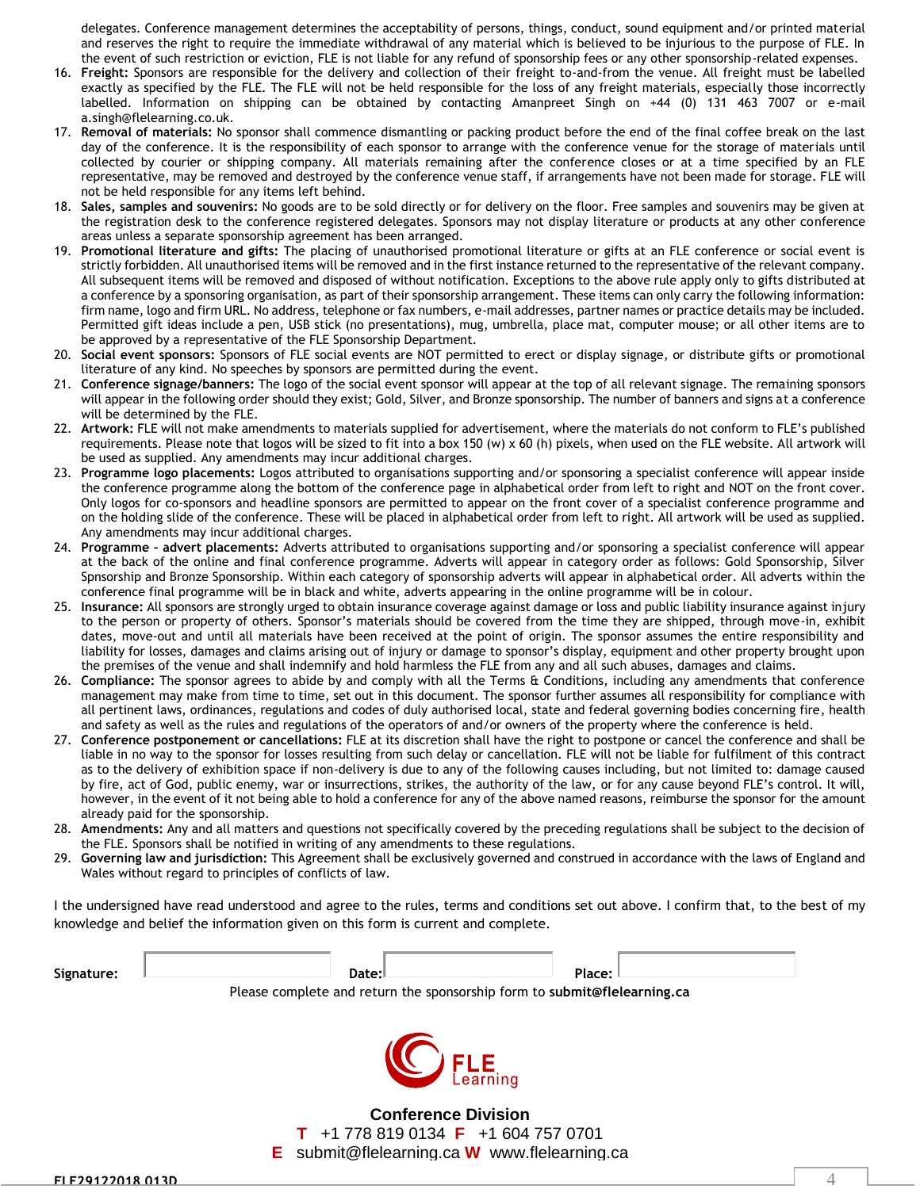delegates. Conference management determines the acceptability of persons, things, conduct, sound equipment and/or printed material and reserves the right to require the immediate withdrawal of any material which is believed to be injurious to the purpose of FLE. In the event of such restriction or eviction, FLE is not liable for any refund of sponsorship fees or any other sponsorship-related expenses.

16. **Freight:** Sponsors are responsible for the delivery and collection of their freight to-and-from the venue. All freight must be labelled exactly as specified by the FLE. The FLE will not be held responsible for the loss of any freight materials, especially those incorrectly labelled. Information on shipping can be obtained by contacting Amanpreet Singh on +44 (0) 131 463 7007 or e-mail a.singh@flelearning.co.uk.
17. **Removal of materials:** No sponsor shall commence dismantling or packing product before the end of the final coffee break on the last day of the conference. It is the responsibility of each sponsor to arrange with the conference venue for the storage of materials until collected by courier or shipping company. All materials remaining after the conference closes or at a time specified by an FLE representative, may be removed and destroyed by the conference venue staff, if arrangements have not been made for storage. FLE will not be held responsible for any items left behind.
18. **Sales, samples and souvenirs:** No goods are to be sold directly or for delivery on the floor. Free samples and souvenirs may be given at the registration desk to the conference registered delegates. Sponsors may not display literature or products at any other conference areas unless a separate sponsorship agreement has been arranged.
19. **Promotional literature and gifts:** The placing of unauthorised promotional literature or gifts at an FLE conference or social event is strictly forbidden. All unauthorised items will be removed and in the first instance returned to the representative of the relevant company. All subsequent items will be removed and disposed of without notification. Exceptions to the above rule apply only to gifts distributed at a conference by a sponsoring organisation, as part of their sponsorship arrangement. These items can only carry the following information: firm name, logo and firm URL. No address, telephone or fax numbers, e-mail addresses, partner names or practice details may be included. Permitted gift ideas include a pen, USB stick (no presentations), mug, umbrella, place mat, computer mouse; or all other items are to be approved by a representative of the FLE Sponsorship Department.
20. **Social event sponsors:** Sponsors of FLE social events are NOT permitted to erect or display signage, or distribute gifts or promotional literature of any kind. No speeches by sponsors are permitted during the event.
21. **Conference signage/banners:** The logo of the social event sponsor will appear at the top of all relevant signage. The remaining sponsors will appear in the following order should they exist; Gold, Silver, and Bronze sponsorship. The number of banners and signs at a conference will be determined by the FLE.
22. **Artwork:** FLE will not make amendments to materials supplied for advertisement, where the materials do not conform to FLE's published requirements. Please note that logos will be sized to fit into a box 150 (w) x 60 (h) pixels, when used on the FLE website. All artwork will be used as supplied. Any amendments may incur additional charges.
23. **Programme logo placements:** Logos attributed to organisations supporting and/or sponsoring a specialist conference will appear inside the conference programme along the bottom of the conference page in alphabetical order from left to right and NOT on the front cover. Only logos for co-sponsors and headline sponsors are permitted to appear on the front cover of a specialist conference programme and on the holding slide of the conference. These will be placed in alphabetical order from left to right. All artwork will be used as supplied. Any amendments may incur additional charges.
24. **Programme – advert placements:** Adverts attributed to organisations supporting and/or sponsoring a specialist conference will appear at the back of the online and final conference programme. Adverts will appear in category order as follows: Gold Sponsorship, Silver Spnsorship and Bronze Sponsorship. Within each category of sponsorship adverts will appear in alphabetical order. All adverts within the conference final programme will be in black and white, adverts appearing in the online programme will be in colour.
25. **Insurance:** All sponsors are strongly urged to obtain insurance coverage against damage or loss and public liability insurance against injury to the person or property of others. Sponsor's materials should be covered from the time they are shipped, through move-in, exhibit dates, move-out and until all materials have been received at the point of origin. The sponsor assumes the entire responsibility and liability for losses, damages and claims arising out of injury or damage to sponsor's display, equipment and other property brought upon the premises of the venue and shall indemnify and hold harmless the FLE from any and all such abuses, damages and claims.
26. **Compliance:** The sponsor agrees to abide by and comply with all the Terms & Conditions, including any amendments that conference management may make from time to time, set out in this document. The sponsor further assumes all responsibility for compliance with all pertinent laws, ordinances, regulations and codes of duly authorised local, state and federal governing bodies concerning fire, health and safety as well as the rules and regulations of the operators of and/or owners of the property where the conference is held.
27. **Conference postponement or cancellations:** FLE at its discretion shall have the right to postpone or cancel the conference and shall be liable in no way to the sponsor for losses resulting from such delay or cancellation. FLE will not be liable for fulfilment of this contract as to the delivery of exhibition space if non-delivery is due to any of the following causes including, but not limited to: damage caused by fire, act of God, public enemy, war or insurrections, strikes, the authority of the law, or for any cause beyond FLE's control. It will, however, in the event of it not being able to hold a conference for any of the above named reasons, reimburse the sponsor for the amount already paid for the sponsorship.
28. **Amendments:** Any and all matters and questions not specifically covered by the preceding regulations shall be subject to the decision of the FLE. Sponsors shall be notified in writing of any amendments to these regulations.
29. **Governing law and jurisdiction:** This Agreement shall be exclusively governed and construed in accordance with the laws of England and Wales without regard to principles of conflicts of law.

I the undersigned have read understood and agree to the rules, terms and conditions set out above. I confirm that, to the best of my knowledge and belief the information given on this form is current and complete.

**Signature:** ____________ **Date:** ____________ **Place:** ____________

Please complete and return the sponsorship form to **submit@flelearning.ca**

FLE Learning

**Conference Division**

**T** +1 778 819 0134 **F** +1 604 757 0701

**E** submit@flelearning.ca **W** www.flelearning.ca

FLE29122018.013D